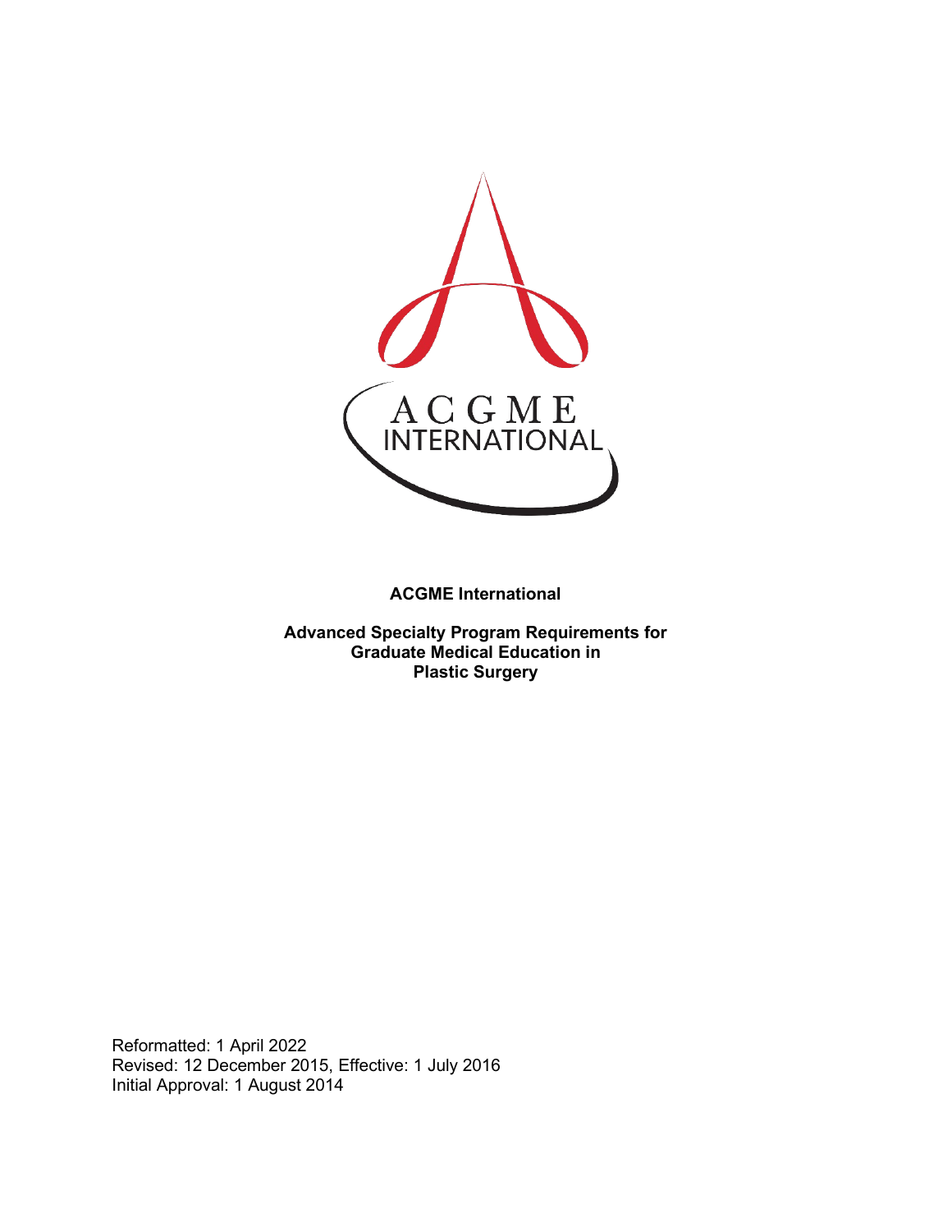ACGME International

**ACGME International**

**Advanced Specialty Program Requirements for Graduate Medical Education in Plastic Surgery**

Reformatted: 1 April 2022
Revised: 12 December 2015, Effective: 1 July 2016
Initial Approval: 1 August 2014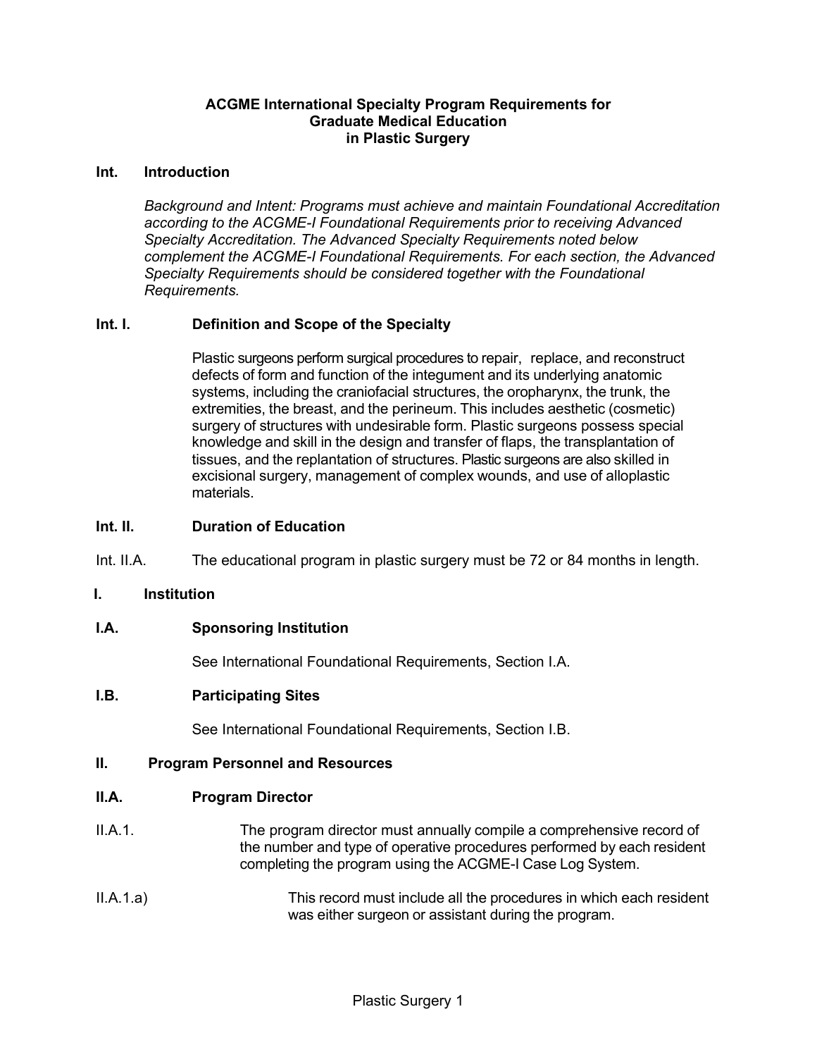# ACGME International Specialty Program Requirements for Graduate Medical Education in Plastic Surgery

## Int. Introduction

*Background and Intent: Programs must achieve and maintain Foundational Accreditation according to the ACGME-I Foundational Requirements prior to receiving Advanced Specialty Accreditation. The Advanced Specialty Requirements noted below complement the ACGME-I Foundational Requirements. For each section, the Advanced Specialty Requirements should be considered together with the Foundational Requirements.*

### Int. I. Definition and Scope of the Specialty

Plastic surgeons perform surgical procedures to repair, replace, and reconstruct defects of form and function of the integument and its underlying anatomic systems, including the craniofacial structures, the oropharynx, the trunk, the extremities, the breast, and the perineum. This includes aesthetic (cosmetic) surgery of structures with undesirable form. Plastic surgeons possess special knowledge and skill in the design and transfer of flaps, the transplantation of tissues, and the replantation of structures. Plastic surgeons are also skilled in excisional surgery, management of complex wounds, and use of alloplastic materials.

### Int. II. Duration of Education

Int. II.A. The educational program in plastic surgery must be 72 or 84 months in length.

## I. Institution

### I.A. Sponsoring Institution

See International Foundational Requirements, Section I.A.

### I.B. Participating Sites

See International Foundational Requirements, Section I.B.

## II. Program Personnel and Resources

### II.A. Program Director

II.A.1. The program director must annually compile a comprehensive record of the number and type of operative procedures performed by each resident completing the program using the ACGME-I Case Log System.

II.A.1.a) This record must include all the procedures in which each resident was either surgeon or assistant during the program.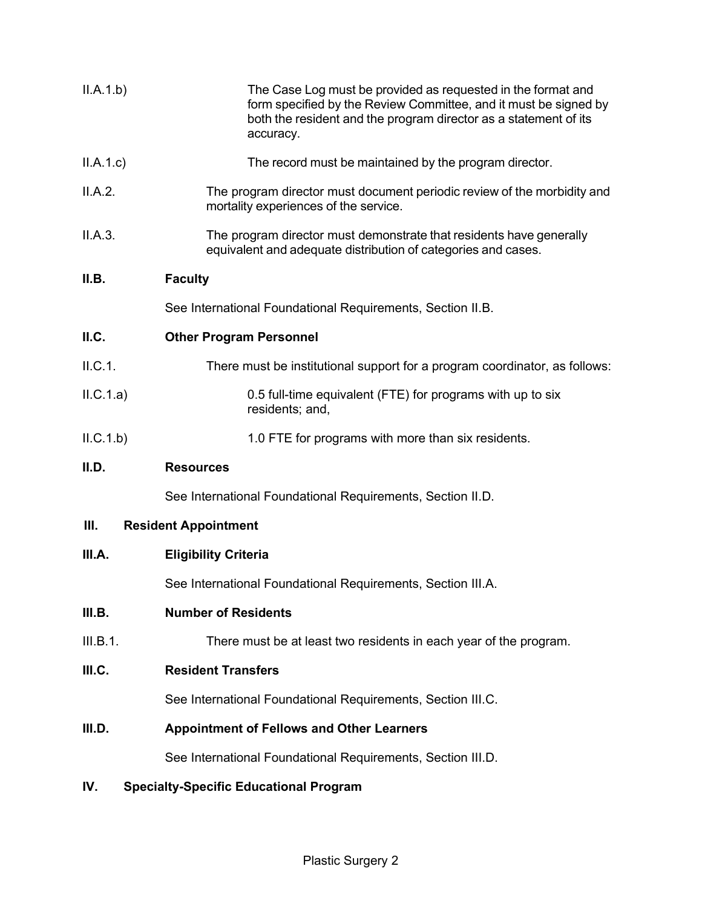II.A.1.b) The Case Log must be provided as requested in the format and form specified by the Review Committee, and it must be signed by both the resident and the program director as a statement of its accuracy.

II.A.1.c) The record must be maintained by the program director.

II.A.2. The program director must document periodic review of the morbidity and mortality experiences of the service.

II.A.3. The program director must demonstrate that residents have generally equivalent and adequate distribution of categories and cases.

**II.B. Faculty**

See International Foundational Requirements, Section II.B.

**II.C. Other Program Personnel**

II.C.1. There must be institutional support for a program coordinator, as follows:

II.C.1.a) 0.5 full-time equivalent (FTE) for programs with up to six residents; and,

II.C.1.b) 1.0 FTE for programs with more than six residents.

**II.D. Resources**

See International Foundational Requirements, Section II.D.

## III. Resident Appointment

**III.A. Eligibility Criteria**

See International Foundational Requirements, Section III.A.

**III.B. Number of Residents**

III.B.1. There must be at least two residents in each year of the program.

**III.C. Resident Transfers**

See International Foundational Requirements, Section III.C.

**III.D. Appointment of Fellows and Other Learners**

See International Foundational Requirements, Section III.D.

## IV. Specialty-Specific Educational Program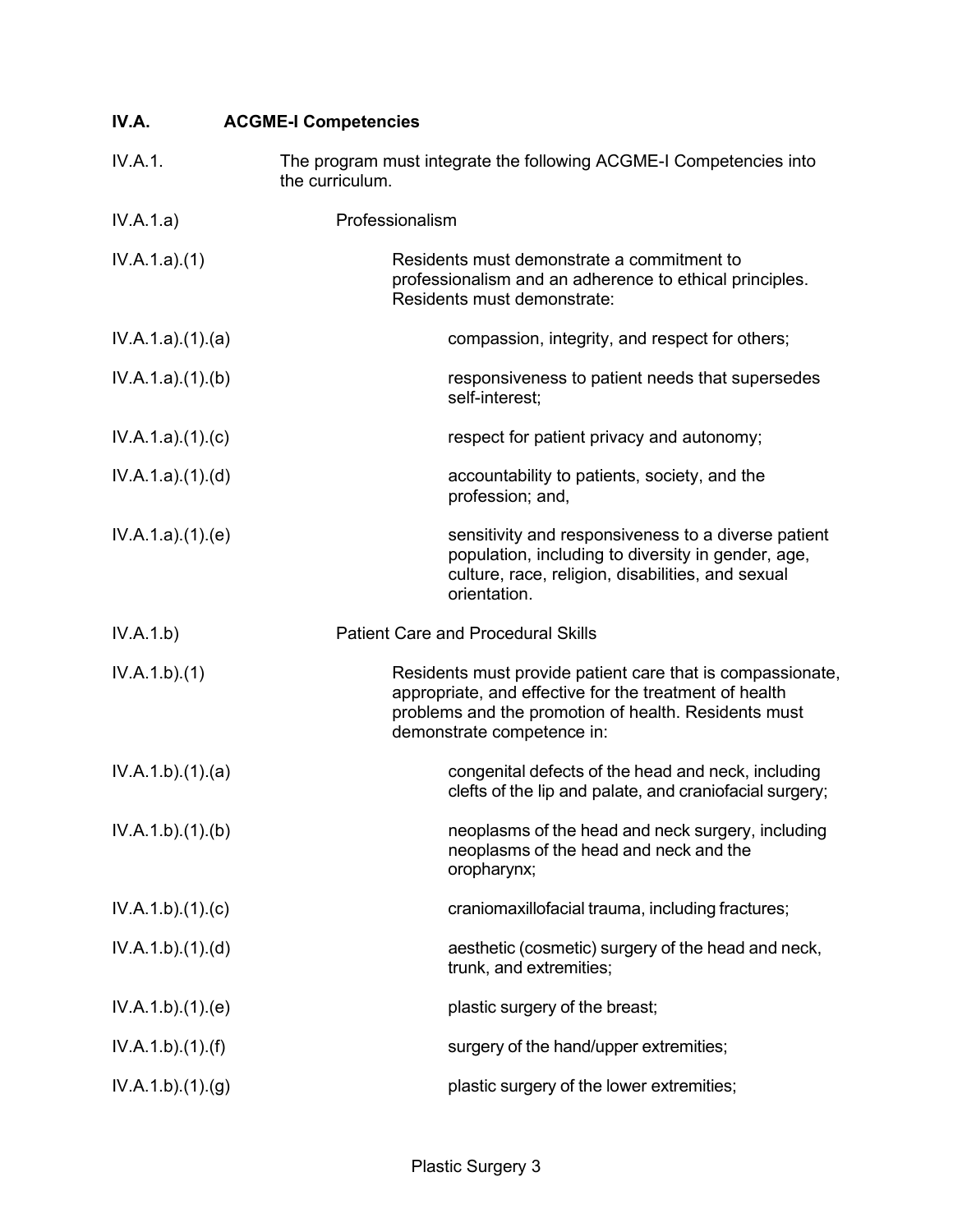**IV.A. ACGME-I Competencies**

IV.A.1. The program must integrate the following ACGME-I Competencies into the curriculum.

IV.A.1.a) Professionalism

IV.A.1.a).(1) Residents must demonstrate a commitment to professionalism and an adherence to ethical principles. Residents must demonstrate:

IV.A.1.a).(1).(a) compassion, integrity, and respect for others;

IV.A.1.a).(1).(b) responsiveness to patient needs that supersedes self-interest;

IV.A.1.a).(1).(c) respect for patient privacy and autonomy;

IV.A.1.a).(1).(d) accountability to patients, society, and the profession; and,

IV.A.1.a).(1).(e) sensitivity and responsiveness to a diverse patient population, including to diversity in gender, age, culture, race, religion, disabilities, and sexual orientation.

IV.A.1.b) Patient Care and Procedural Skills

IV.A.1.b).(1) Residents must provide patient care that is compassionate, appropriate, and effective for the treatment of health problems and the promotion of health. Residents must demonstrate competence in:

IV.A.1.b).(1).(a) congenital defects of the head and neck, including clefts of the lip and palate, and craniofacial surgery;

IV.A.1.b).(1).(b) neoplasms of the head and neck surgery, including neoplasms of the head and neck and the oropharynx;

IV.A.1.b).(1).(c) craniomaxillofacial trauma, including fractures;

IV.A.1.b).(1).(d) aesthetic (cosmetic) surgery of the head and neck, trunk, and extremities;

IV.A.1.b).(1).(e) plastic surgery of the breast;

IV.A.1.b).(1).(f) surgery of the hand/upper extremities;

IV.A.1.b).(1).(g) plastic surgery of the lower extremities;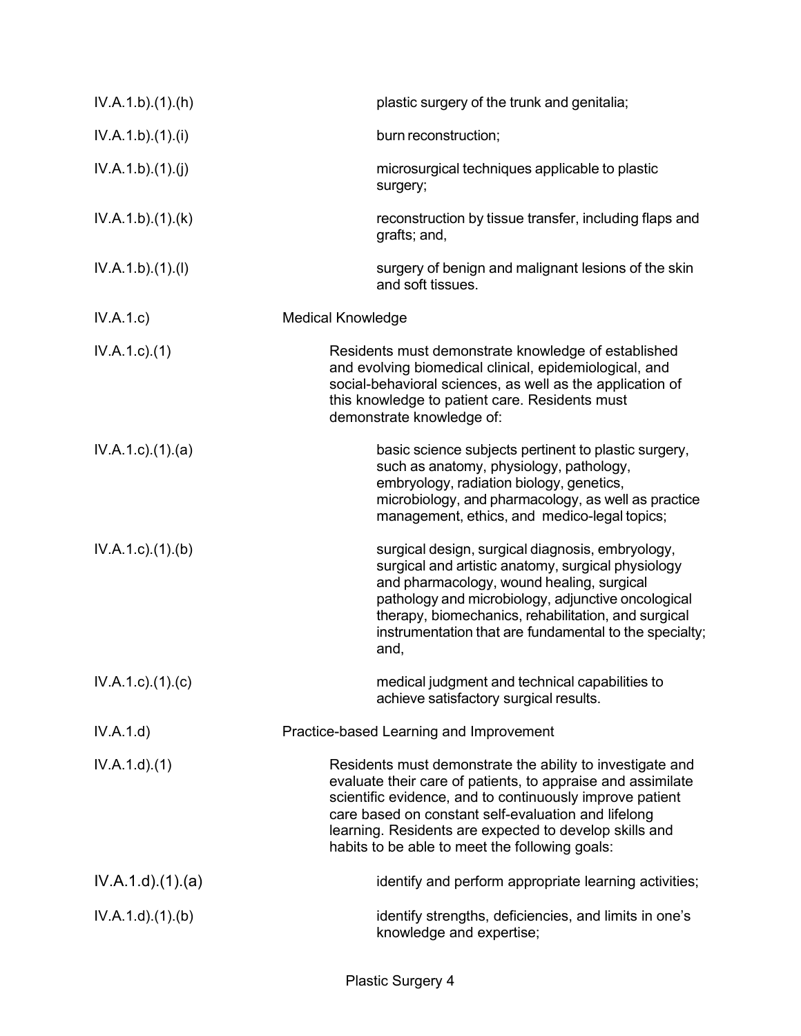| | |
|---|---|
| IV.A.1.b).(1).(h) | plastic surgery of the trunk and genitalia; |
| IV.A.1.b).(1).(i) | burn reconstruction; |
| IV.A.1.b).(1).(j) | microsurgical techniques applicable to plastic surgery; |
| IV.A.1.b).(1).(k) | reconstruction by tissue transfer, including flaps and grafts; and, |
| IV.A.1.b).(1).(l) | surgery of benign and malignant lesions of the skin and soft tissues. |
| IV.A.1.c) | Medical Knowledge |
| IV.A.1.c).(1) | Residents must demonstrate knowledge of established and evolving biomedical clinical, epidemiological, and social-behavioral sciences, as well as the application of this knowledge to patient care. Residents must demonstrate knowledge of: |
| IV.A.1.c).(1).(a) | basic science subjects pertinent to plastic surgery, such as anatomy, physiology, pathology, embryology, radiation biology, genetics, microbiology, and pharmacology, as well as practice management, ethics, and medico-legal topics; |
| IV.A.1.c).(1).(b) | surgical design, surgical diagnosis, embryology, surgical and artistic anatomy, surgical physiology and pharmacology, wound healing, surgical pathology and microbiology, adjunctive oncological therapy, biomechanics, rehabilitation, and surgical instrumentation that are fundamental to the specialty; and, |
| IV.A.1.c).(1).(c) | medical judgment and technical capabilities to achieve satisfactory surgical results. |
| IV.A.1.d) | Practice-based Learning and Improvement |
| IV.A.1.d).(1) | Residents must demonstrate the ability to investigate and evaluate their care of patients, to appraise and assimilate scientific evidence, and to continuously improve patient care based on constant self-evaluation and lifelong learning. Residents are expected to develop skills and habits to be able to meet the following goals: |
| IV.A.1.d).(1).(a) | identify and perform appropriate learning activities; |
| IV.A.1.d).(1).(b) | identify strengths, deficiencies, and limits in one's knowledge and expertise; |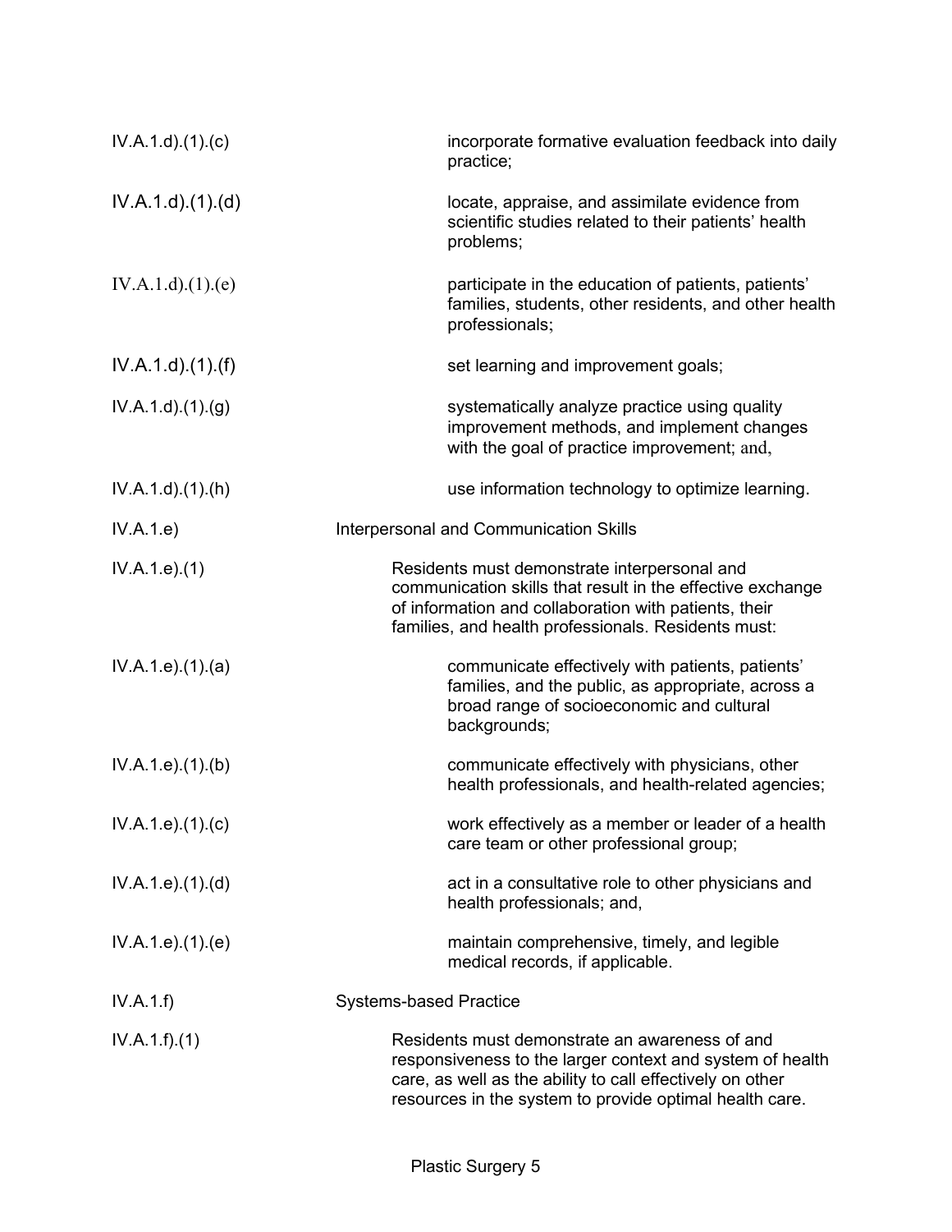| | |
|---|---|
| IV.A.1.d).(1).(c) | incorporate formative evaluation feedback into daily practice; |
| IV.A.1.d).(1).(d) | locate, appraise, and assimilate evidence from scientific studies related to their patients' health problems; |
| IV.A.1.d).(1).(e) | participate in the education of patients, patients' families, students, other residents, and other health professionals; |
| IV.A.1.d).(1).(f) | set learning and improvement goals; |
| IV.A.1.d).(1).(g) | systematically analyze practice using quality improvement methods, and implement changes with the goal of practice improvement; and, |
| IV.A.1.d).(1).(h) | use information technology to optimize learning. |
| IV.A.1.e) | Interpersonal and Communication Skills |
| IV.A.1.e).(1) | Residents must demonstrate interpersonal and communication skills that result in the effective exchange of information and collaboration with patients, their families, and health professionals. Residents must: |
| IV.A.1.e).(1).(a) | communicate effectively with patients, patients' families, and the public, as appropriate, across a broad range of socioeconomic and cultural backgrounds; |
| IV.A.1.e).(1).(b) | communicate effectively with physicians, other health professionals, and health-related agencies; |
| IV.A.1.e).(1).(c) | work effectively as a member or leader of a health care team or other professional group; |
| IV.A.1.e).(1).(d) | act in a consultative role to other physicians and health professionals; and, |
| IV.A.1.e).(1).(e) | maintain comprehensive, timely, and legible medical records, if applicable. |
| IV.A.1.f) | Systems-based Practice |
| IV.A.1.f).(1) | Residents must demonstrate an awareness of and responsiveness to the larger context and system of health care, as well as the ability to call effectively on other resources in the system to provide optimal health care. |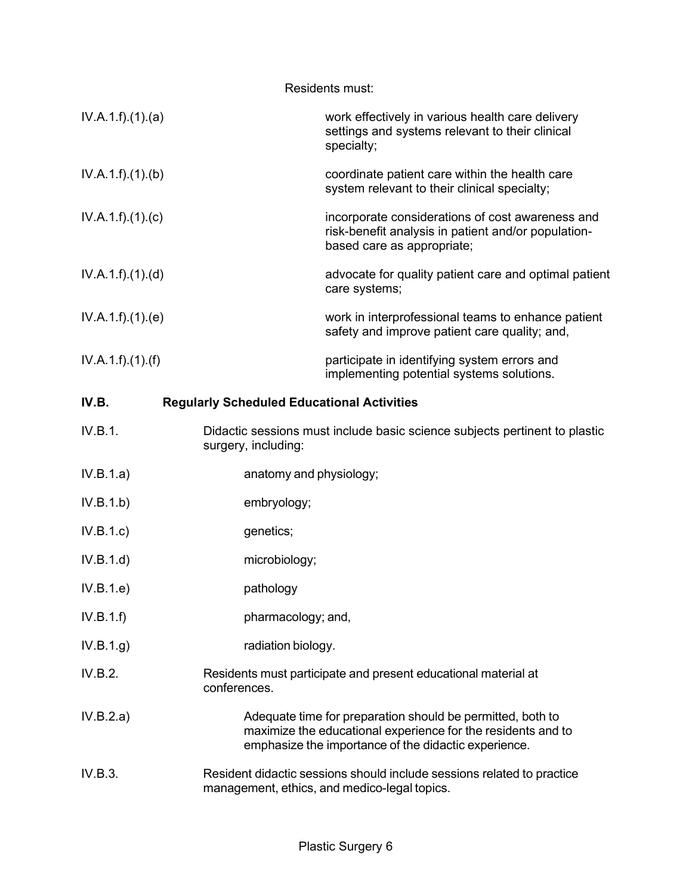Residents must:

IV.A.1.f).(1).(a) work effectively in various health care delivery settings and systems relevant to their clinical specialty;

IV.A.1.f).(1).(b) coordinate patient care within the health care system relevant to their clinical specialty;

IV.A.1.f).(1).(c) incorporate considerations of cost awareness and risk-benefit analysis in patient and/or population-based care as appropriate;

IV.A.1.f).(1).(d) advocate for quality patient care and optimal patient care systems;

IV.A.1.f).(1).(e) work in interprofessional teams to enhance patient safety and improve patient care quality; and,

IV.A.1.f).(1).(f) participate in identifying system errors and implementing potential systems solutions.

**IV.B. Regularly Scheduled Educational Activities**

IV.B.1. Didactic sessions must include basic science subjects pertinent to plastic surgery, including:

IV.B.1.a) anatomy and physiology;

IV.B.1.b) embryology;

IV.B.1.c) genetics;

IV.B.1.d) microbiology;

IV.B.1.e) pathology

IV.B.1.f) pharmacology; and,

IV.B.1.g) radiation biology.

IV.B.2. Residents must participate and present educational material at conferences.

IV.B.2.a) Adequate time for preparation should be permitted, both to maximize the educational experience for the residents and to emphasize the importance of the didactic experience.

IV.B.3. Resident didactic sessions should include sessions related to practice management, ethics, and medico-legal topics.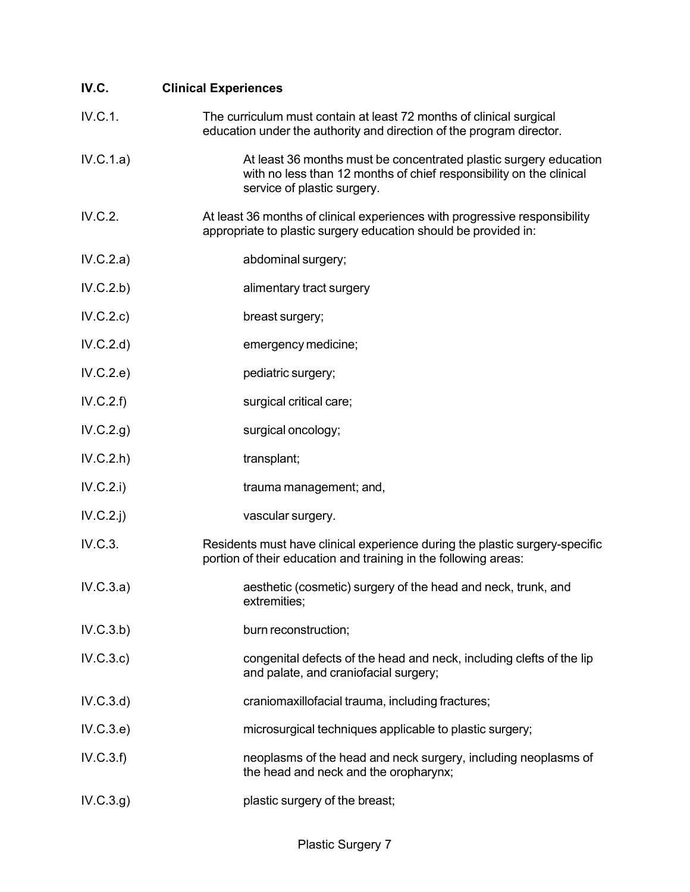**IV.C. Clinical Experiences**

IV.C.1. The curriculum must contain at least 72 months of clinical surgical education under the authority and direction of the program director.

IV.C.1.a) At least 36 months must be concentrated plastic surgery education with no less than 12 months of chief responsibility on the clinical service of plastic surgery.

IV.C.2. At least 36 months of clinical experiences with progressive responsibility appropriate to plastic surgery education should be provided in:

IV.C.2.a) abdominal surgery;

IV.C.2.b) alimentary tract surgery

IV.C.2.c) breast surgery;

IV.C.2.d) emergency medicine;

IV.C.2.e) pediatric surgery;

IV.C.2.f) surgical critical care;

IV.C.2.g) surgical oncology;

IV.C.2.h) transplant;

IV.C.2.i) trauma management; and,

IV.C.2.j) vascular surgery.

IV.C.3. Residents must have clinical experience during the plastic surgery-specific portion of their education and training in the following areas:

IV.C.3.a) aesthetic (cosmetic) surgery of the head and neck, trunk, and extremities;

IV.C.3.b) burn reconstruction;

IV.C.3.c) congenital defects of the head and neck, including clefts of the lip and palate, and craniofacial surgery;

IV.C.3.d) craniomaxillofacial trauma, including fractures;

IV.C.3.e) microsurgical techniques applicable to plastic surgery;

IV.C.3.f) neoplasms of the head and neck surgery, including neoplasms of the head and neck and the oropharynx;

IV.C.3.g) plastic surgery of the breast;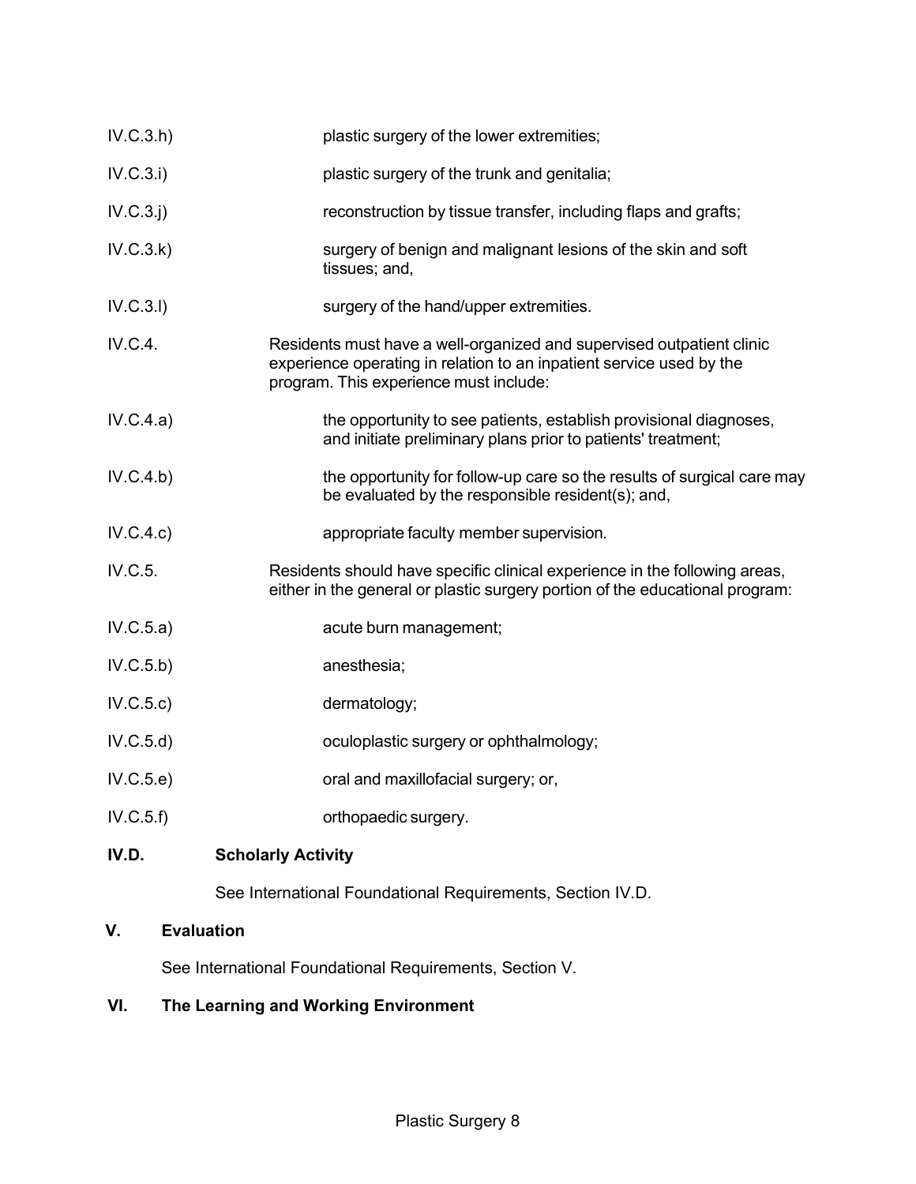IV.C.3.h) plastic surgery of the lower extremities;

IV.C.3.i) plastic surgery of the trunk and genitalia;

IV.C.3.j) reconstruction by tissue transfer, including flaps and grafts;

IV.C.3.k) surgery of benign and malignant lesions of the skin and soft tissues; and,

IV.C.3.l) surgery of the hand/upper extremities.

IV.C.4. Residents must have a well-organized and supervised outpatient clinic experience operating in relation to an inpatient service used by the program. This experience must include:

IV.C.4.a) the opportunity to see patients, establish provisional diagnoses, and initiate preliminary plans prior to patients' treatment;

IV.C.4.b) the opportunity for follow-up care so the results of surgical care may be evaluated by the responsible resident(s); and,

IV.C.4.c) appropriate faculty member supervision.

IV.C.5. Residents should have specific clinical experience in the following areas, either in the general or plastic surgery portion of the educational program:

IV.C.5.a) acute burn management;

IV.C.5.b) anesthesia;

IV.C.5.c) dermatology;

IV.C.5.d) oculoplastic surgery or ophthalmology;

IV.C.5.e) oral and maxillofacial surgery; or,

IV.C.5.f) orthopaedic surgery.

**IV.D. Scholarly Activity**

See International Foundational Requirements, Section IV.D.

## V. Evaluation

See International Foundational Requirements, Section V.

## VI. The Learning and Working Environment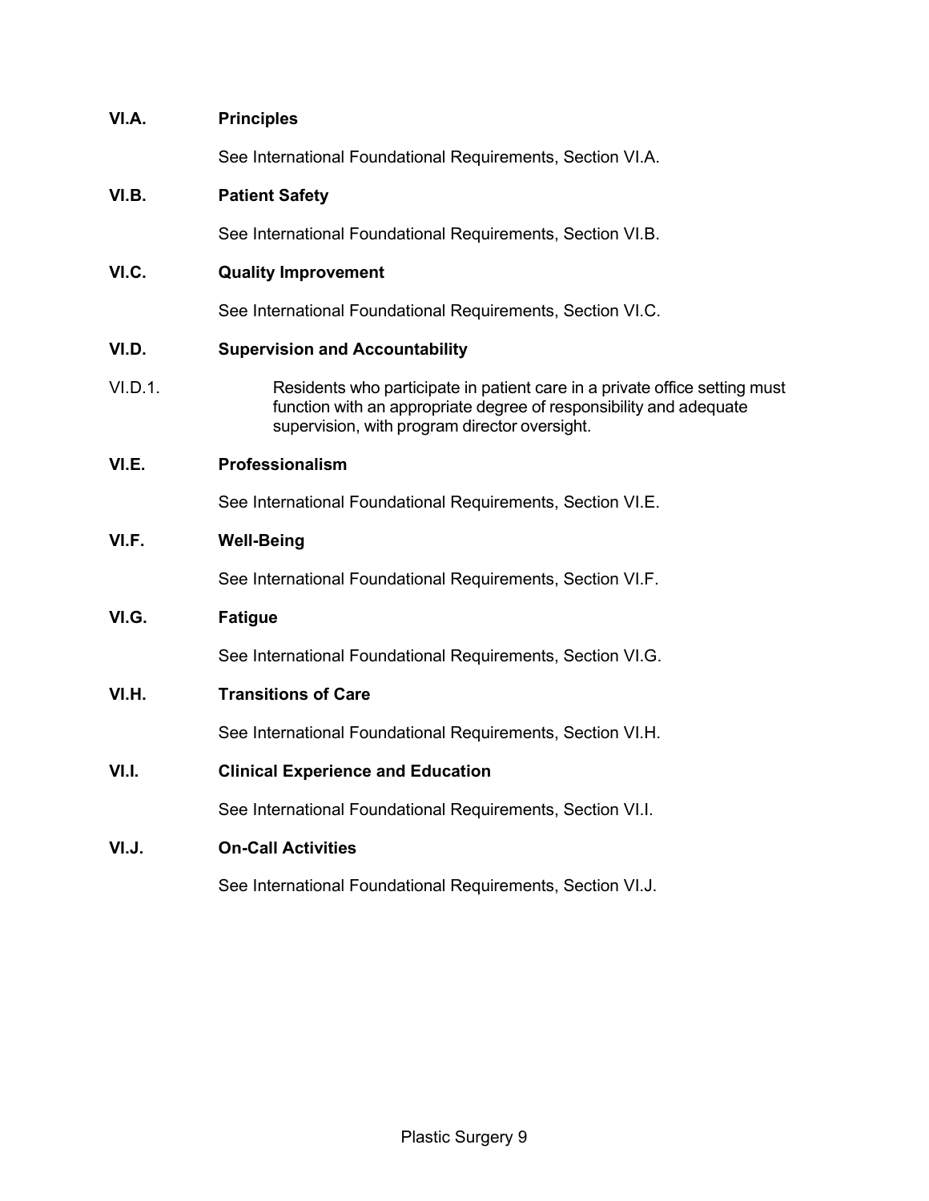**VI.A. Principles**

See International Foundational Requirements, Section VI.A.

**VI.B. Patient Safety**

See International Foundational Requirements, Section VI.B.

**VI.C. Quality Improvement**

See International Foundational Requirements, Section VI.C.

**VI.D. Supervision and Accountability**

VI.D.1. Residents who participate in patient care in a private office setting must function with an appropriate degree of responsibility and adequate supervision, with program director oversight.

**VI.E. Professionalism**

See International Foundational Requirements, Section VI.E.

**VI.F. Well-Being**

See International Foundational Requirements, Section VI.F.

**VI.G. Fatigue**

See International Foundational Requirements, Section VI.G.

**VI.H. Transitions of Care**

See International Foundational Requirements, Section VI.H.

**VI.I. Clinical Experience and Education**

See International Foundational Requirements, Section VI.I.

**VI.J. On-Call Activities**

See International Foundational Requirements, Section VI.J.